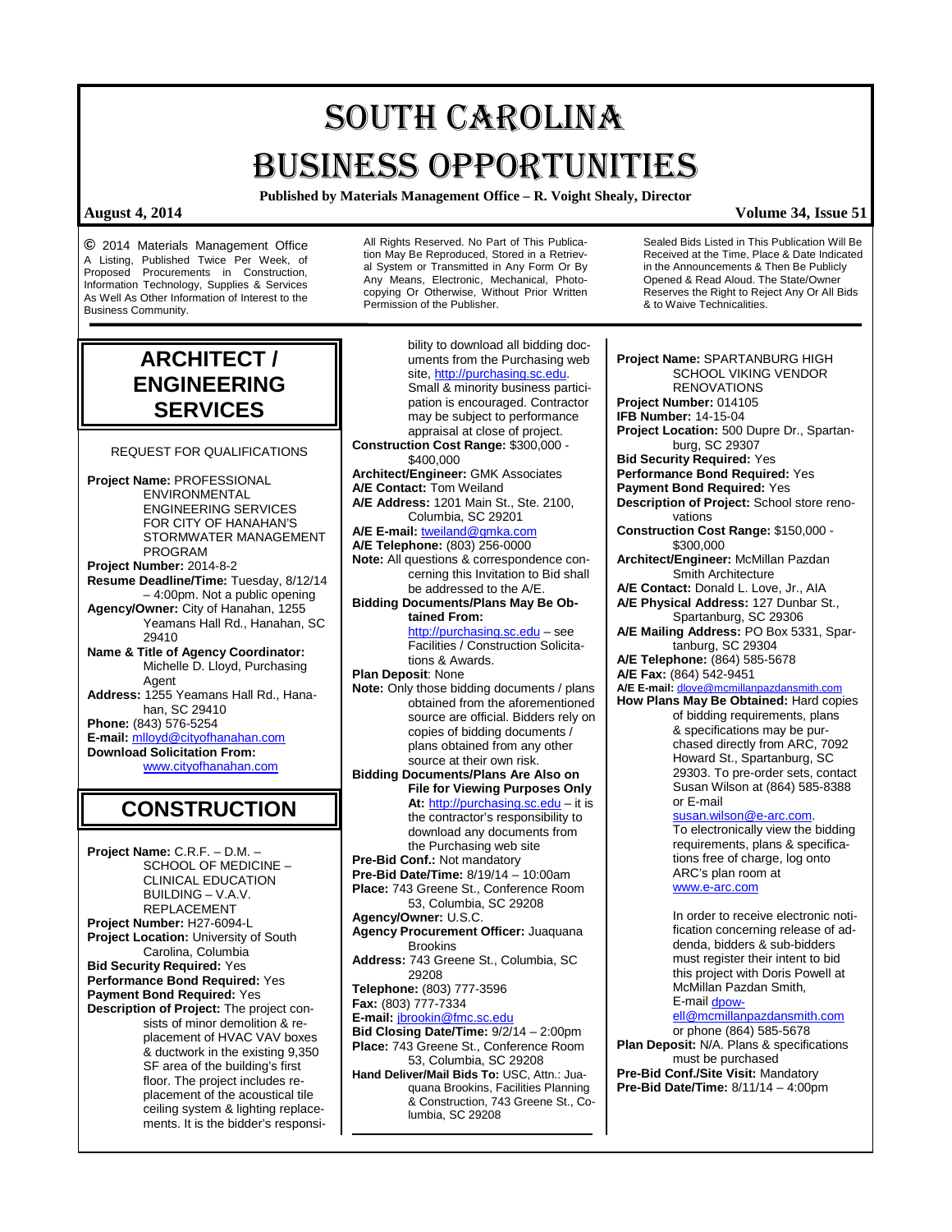# SOUTH CAROLINA BUSINESS OPPORTUNITIES

**Published by Materials Management Office – R. Voight Shealy, Director**

**August 4, 2014** **Volume 34, Issue 51**

© 2014 Materials Management Office A Listing, Published Twice Per Week, of Proposed Procurements in Construction, Information Technology, Supplies & Services As Well As Other Information of Interest to the Business Community.

All Rights Reserved. No Part of This Publication May Be Reproduced, Stored in a Retrieval System or Transmitted in Any Form Or By Any Means, Electronic, Mechanical, Photocopying Or Otherwise, Without Prior Written Permission of the Publisher.

Sealed Bids Listed in This Publication Will Be Received at the Time, Place & Date Indicated in the Announcements & Then Be Publicly Opened & Read Aloud. The State/Owner Reserves the Right to Reject Any Or All Bids & to Waive Technicalities.

## ARCHITECT / ENGINEERING SERVICES

REQUEST FOR QUALIFICATIONS

**Project Name:** PROFESSIONAL ENVIRONMENTAL ENGINEERING SERVICES FOR CITY OF HANAHAN'S STORMWATER MANAGEMENT PROGRAM
**Project Number:** 2014-8-2
**Resume Deadline/Time:** Tuesday, 8/12/14 – 4:00pm. Not a public opening
**Agency/Owner:** City of Hanahan, 1255 Yeamans Hall Rd., Hanahan, SC 29410
**Name & Title of Agency Coordinator:** Michelle D. Lloyd, Purchasing Agent
**Address:** 1255 Yeamans Hall Rd., Hanahan, SC 29410
**Phone:** (843) 576-5254
**E-mail:** mlloyd@cityofhanahan.com
**Download Solicitation From:** www.cityofhanahan.com

## CONSTRUCTION

**Project Name:** C.R.F. – D.M. – SCHOOL OF MEDICINE – CLINICAL EDUCATION BUILDING – V.A.V. REPLACEMENT
**Project Number:** H27-6094-L
**Project Location:** University of South Carolina, Columbia
**Bid Security Required:** Yes
**Performance Bond Required:** Yes
**Payment Bond Required:** Yes
**Description of Project:** The project consists of minor demolition & replacement of HVAC VAV boxes & ductwork in the existing 9,350 SF area of the building's first floor. The project includes replacement of the acoustical tile ceiling system & lighting replacements. It is the bidder's responsibility to download all bidding documents from the Purchasing web site, http://purchasing.sc.edu. Small & minority business participation is encouraged. Contractor may be subject to performance appraisal at close of project.
**Construction Cost Range:** $300,000 - $400,000
**Architect/Engineer:** GMK Associates
**A/E Contact:** Tom Weiland
**A/E Address:** 1201 Main St., Ste. 2100, Columbia, SC 29201
**A/E E-mail:** tweiland@gmka.com
**A/E Telephone:** (803) 256-0000
**Note:** All questions & correspondence concerning this Invitation to Bid shall be addressed to the A/E.
**Bidding Documents/Plans May Be Obtained From:** http://purchasing.sc.edu – see Facilities / Construction Solicitations & Awards.
**Plan Deposit**: None
**Note:** Only those bidding documents / plans obtained from the aforementioned source are official. Bidders rely on copies of bidding documents / plans obtained from any other source at their own risk.
**Bidding Documents/Plans Are Also on File for Viewing Purposes Only At:** http://purchasing.sc.edu – it is the contractor's responsibility to download any documents from the Purchasing web site
**Pre-Bid Conf.:** Not mandatory
**Pre-Bid Date/Time:** 8/19/14 – 10:00am
**Place:** 743 Greene St., Conference Room 53, Columbia, SC 29208
**Agency/Owner:** U.S.C.
**Agency Procurement Officer:** Juaquana Brookins
**Address:** 743 Greene St., Columbia, SC 29208
**Telephone:** (803) 777-3596
**Fax:** (803) 777-7334
**E-mail:** jbrookin@fmc.sc.edu
**Bid Closing Date/Time:** 9/2/14 – 2:00pm
**Place:** 743 Greene St., Conference Room 53, Columbia, SC 29208
**Hand Deliver/Mail Bids To:** USC, Attn.: Juaquana Brookins, Facilities Planning & Construction, 743 Greene St., Columbia, SC 29208

---

**Project Name:** SPARTANBURG HIGH SCHOOL VIKING VENDOR RENOVATIONS
**Project Number:** 014105
**IFB Number:** 14-15-04
**Project Location:** 500 Dupre Dr., Spartanburg, SC 29307
**Bid Security Required:** Yes
**Performance Bond Required:** Yes
**Payment Bond Required:** Yes
**Description of Project:** School store renovations
**Construction Cost Range:** $150,000 - $300,000
**Architect/Engineer:** McMillan Pazdan Smith Architecture
**A/E Contact:** Donald L. Love, Jr., AIA
**A/E Physical Address:** 127 Dunbar St., Spartanburg, SC 29306
**A/E Mailing Address:** PO Box 5331, Spartanburg, SC 29304
**A/E Telephone:** (864) 585-5678
**A/E Fax:** (864) 542-9451
**A/E E-mail:** dlove@mcmillanpazdansmith.com
**How Plans May Be Obtained:** Hard copies of bidding requirements, plans & specifications may be purchased directly from ARC, 7092 Howard St., Spartanburg, SC 29303. To pre-order sets, contact Susan Wilson at (864) 585-8388 or E-mail susan.wilson@e-arc.com. To electronically view the bidding requirements, plans & specifications free of charge, log onto ARC's plan room at www.e-arc.com

In order to receive electronic notification concerning release of addenda, bidders & sub-bidders must register their intent to bid this project with Doris Powell at McMillan Pazdan Smith, E-mail dpowell@mcmillanpazdansmith.com or phone (864) 585-5678
**Plan Deposit:** N/A. Plans & specifications must be purchased
**Pre-Bid Conf./Site Visit:** Mandatory
**Pre-Bid Date/Time:** 8/11/14 – 4:00pm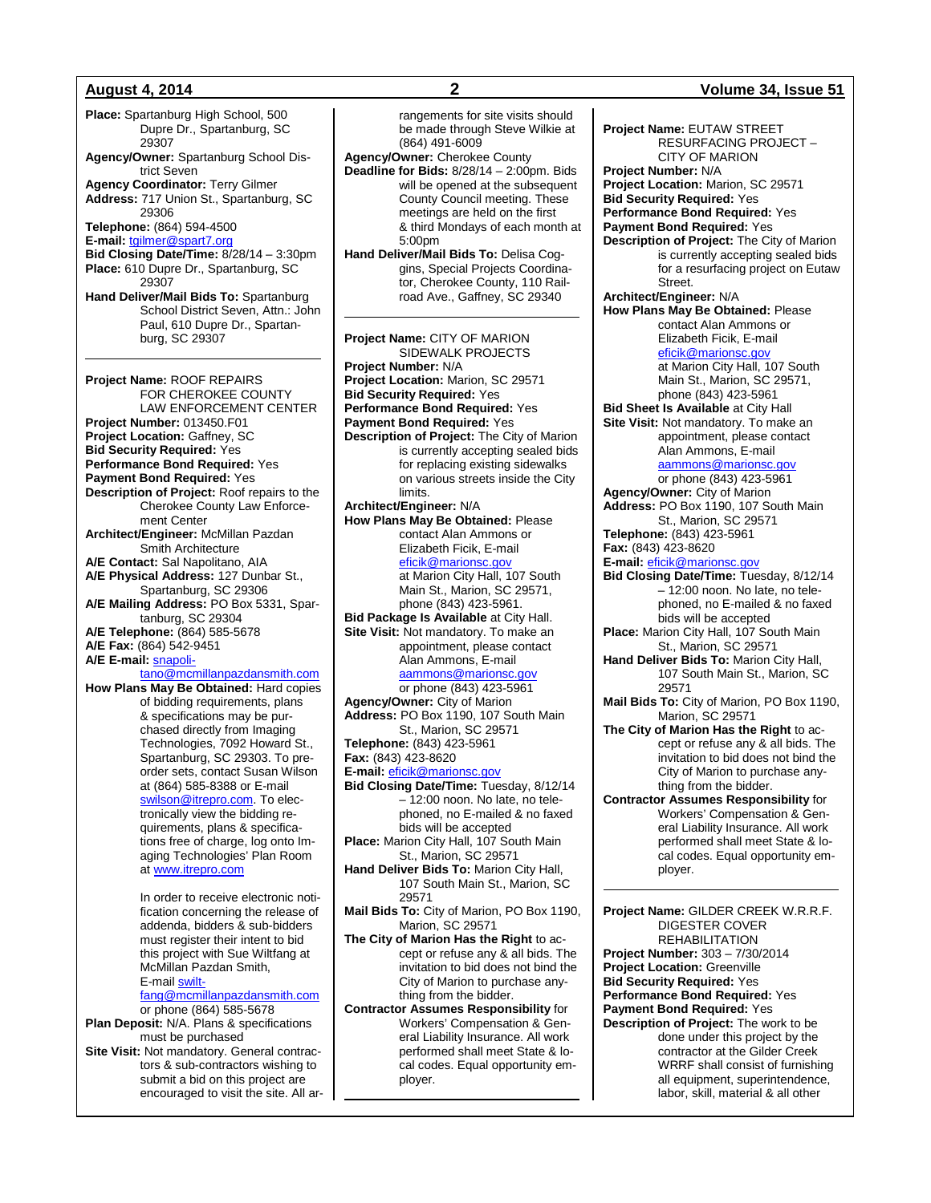**Place:** Spartanburg High School, 500 Dupre Dr., Spartanburg, SC 29307
**Agency/Owner:** Spartanburg School District Seven
**Agency Coordinator:** Terry Gilmer
**Address:** 717 Union St., Spartanburg, SC 29306
**Telephone:** (864) 594-4500
**E-mail:** tgilmer@spart7.org
**Bid Closing Date/Time:** 8/28/14 – 3:30pm
**Place:** 610 Dupre Dr., Spartanburg, SC 29307
**Hand Deliver/Mail Bids To:** Spartanburg School District Seven, Attn.: John Paul, 610 Dupre Dr., Spartanburg, SC 29307

---

**Project Name:** ROOF REPAIRS FOR CHEROKEE COUNTY LAW ENFORCEMENT CENTER
**Project Number:** 013450.F01
**Project Location:** Gaffney, SC
**Bid Security Required:** Yes
**Performance Bond Required:** Yes
**Payment Bond Required:** Yes
**Description of Project:** Roof repairs to the Cherokee County Law Enforcement Center
**Architect/Engineer:** McMillan Pazdan Smith Architecture
**A/E Contact:** Sal Napolitano, AIA
**A/E Physical Address:** 127 Dunbar St., Spartanburg, SC 29306
**A/E Mailing Address:** PO Box 5331, Spartanburg, SC 29304
**A/E Telephone:** (864) 585-5678
**A/E Fax:** (864) 542-9451
**A/E E-mail:** snapolitano@mcmillanpazdansmith.com
**How Plans May Be Obtained:** Hard copies of bidding requirements, plans & specifications may be purchased directly from Imaging Technologies, 7092 Howard St., Spartanburg, SC 29303. To pre-order sets, contact Susan Wilson at (864) 585-8388 or E-mail swilson@itrepro.com. To electronically view the bidding requirements, plans & specifications free of charge, log onto Imaging Technologies' Plan Room at www.itrepro.com

In order to receive electronic notification concerning the release of addenda, bidders & sub-bidders must register their intent to bid this project with Sue Wiltfang at McMillan Pazdan Smith, E-mail swiltfang@mcmillanpazdansmith.com or phone (864) 585-5678
**Plan Deposit:** N/A. Plans & specifications must be purchased
**Site Visit:** Not mandatory. General contractors & sub-contractors wishing to submit a bid on this project are encouraged to visit the site. All arrangements for site visits should be made through Steve Wilkie at (864) 491-6009
**Agency/Owner:** Cherokee County
**Deadline for Bids:** 8/28/14 – 2:00pm. Bids will be opened at the subsequent County Council meeting. These meetings are held on the first & third Mondays of each month at 5:00pm
**Hand Deliver/Mail Bids To:** Delisa Coggins, Special Projects Coordinator, Cherokee County, 110 Railroad Ave., Gaffney, SC 29340

---

**Project Name:** CITY OF MARION SIDEWALK PROJECTS
**Project Number:** N/A
**Project Location:** Marion, SC 29571
**Bid Security Required:** Yes
**Performance Bond Required:** Yes
**Payment Bond Required:** Yes
**Description of Project:** The City of Marion is currently accepting sealed bids for replacing existing sidewalks on various streets inside the City limits.
**Architect/Engineer:** N/A
**How Plans May Be Obtained:** Please contact Alan Ammons or Elizabeth Ficik, E-mail eficik@marionsc.gov at Marion City Hall, 107 South Main St., Marion, SC 29571, phone (843) 423-5961.
**Bid Package Is Available** at City Hall.
**Site Visit:** Not mandatory. To make an appointment, please contact Alan Ammons, E-mail aammons@marionsc.gov or phone (843) 423-5961
**Agency/Owner:** City of Marion
**Address:** PO Box 1190, 107 South Main St., Marion, SC 29571
**Telephone:** (843) 423-5961
**Fax:** (843) 423-8620
**E-mail:** eficik@marionsc.gov
**Bid Closing Date/Time:** Tuesday, 8/12/14 – 12:00 noon. No late, no telephoned, no E-mailed & no faxed bids will be accepted
**Place:** Marion City Hall, 107 South Main St., Marion, SC 29571
**Hand Deliver Bids To:** Marion City Hall, 107 South Main St., Marion, SC 29571
**Mail Bids To:** City of Marion, PO Box 1190, Marion, SC 29571
**The City of Marion Has the Right** to accept or refuse any & all bids. The invitation to bid does not bind the City of Marion to purchase anything from the bidder.
**Contractor Assumes Responsibility** for Workers' Compensation & General Liability Insurance. All work performed shall meet State & local codes. Equal opportunity employer.

---

**Project Name:** EUTAW STREET RESURFACING PROJECT – CITY OF MARION
**Project Number:** N/A
**Project Location:** Marion, SC 29571
**Bid Security Required:** Yes
**Performance Bond Required:** Yes
**Payment Bond Required:** Yes
**Description of Project:** The City of Marion is currently accepting sealed bids for a resurfacing project on Eutaw Street.
**Architect/Engineer:** N/A
**How Plans May Be Obtained:** Please contact Alan Ammons or Elizabeth Ficik, E-mail eficik@marionsc.gov at Marion City Hall, 107 South Main St., Marion, SC 29571, phone (843) 423-5961
**Bid Sheet Is Available** at City Hall
**Site Visit:** Not mandatory. To make an appointment, please contact Alan Ammons, E-mail aammons@marionsc.gov or phone (843) 423-5961
**Agency/Owner:** City of Marion
**Address:** PO Box 1190, 107 South Main St., Marion, SC 29571
**Telephone:** (843) 423-5961
**Fax:** (843) 423-8620
**E-mail:** eficik@marionsc.gov
**Bid Closing Date/Time:** Tuesday, 8/12/14 – 12:00 noon. No late, no telephoned, no E-mailed & no faxed bids will be accepted
**Place:** Marion City Hall, 107 South Main St., Marion, SC 29571
**Hand Deliver Bids To:** Marion City Hall, 107 South Main St., Marion, SC 29571
**Mail Bids To:** City of Marion, PO Box 1190, Marion, SC 29571
**The City of Marion Has the Right** to accept or refuse any & all bids. The invitation to bid does not bind the City of Marion to purchase anything from the bidder.
**Contractor Assumes Responsibility** for Workers' Compensation & General Liability Insurance. All work performed shall meet State & local codes. Equal opportunity employer.

---

**Project Name:** GILDER CREEK W.R.R.F. DIGESTER COVER REHABILITATION
**Project Number:** 303 – 7/30/2014
**Project Location:** Greenville
**Bid Security Required:** Yes
**Performance Bond Required:** Yes
**Payment Bond Required:** Yes
**Description of Project:** The work to be done under this project by the contractor at the Gilder Creek WRRF shall consist of furnishing all equipment, superintendence, labor, skill, material & all other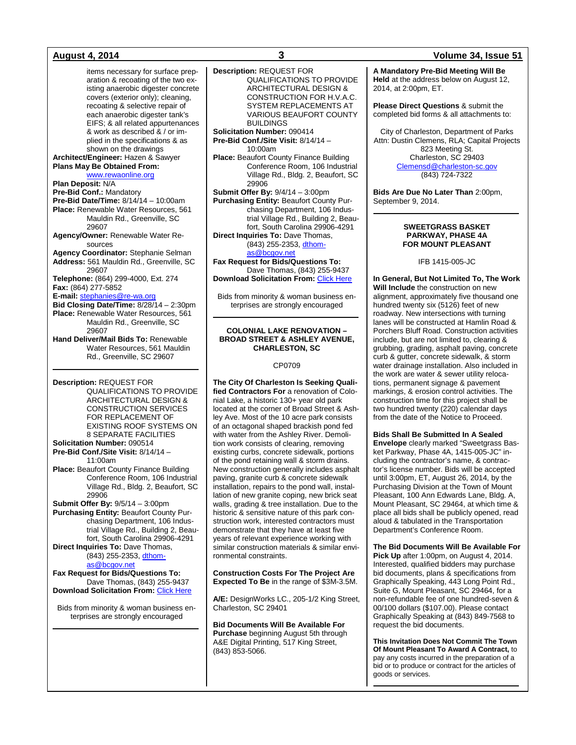items necessary for surface preparation & recoating of the two existing anaerobic digester concrete covers (exterior only); cleaning, recoating & selective repair of each anaerobic digester tank's EIFS; & all related appurtenances & work as described & / or implied in the specifications & as shown on the drawings

**Architect/Engineer:** Hazen & Sawyer
**Plans May Be Obtained From:** www.rewaonline.org
**Plan Deposit:** N/A
**Pre-Bid Conf.:** Mandatory
**Pre-Bid Date/Time:** 8/14/14 – 10:00am
**Place:** Renewable Water Resources, 561 Mauldin Rd., Greenville, SC 29607
**Agency/Owner:** Renewable Water Resources
**Agency Coordinator:** Stephanie Selman
**Address:** 561 Mauldin Rd., Greenville, SC 29607
**Telephone:** (864) 299-4000, Ext. 274
**Fax:** (864) 277-5852
**E-mail:** stephanies@re-wa.org
**Bid Closing Date/Time:** 8/28/14 – 2:30pm
**Place:** Renewable Water Resources, 561 Mauldin Rd., Greenville, SC 29607
**Hand Deliver/Mail Bids To:** Renewable Water Resources, 561 Mauldin Rd., Greenville, SC 29607

---

**Description:** REQUEST FOR QUALIFICATIONS TO PROVIDE ARCHITECTURAL DESIGN & CONSTRUCTION SERVICES FOR REPLACEMENT OF EXISTING ROOF SYSTEMS ON 8 SEPARATE FACILITIES
**Solicitation Number:** 090514
**Pre-Bid Conf./Site Visit:** 8/14/14 – 11:00am
**Place:** Beaufort County Finance Building Conference Room, 106 Industrial Village Rd., Bldg. 2, Beaufort, SC 29906
**Submit Offer By:** 9/5/14 – 3:00pm
**Purchasing Entity:** Beaufort County Purchasing Department, 106 Industrial Village Rd., Building 2, Beaufort, South Carolina 29906-4291
**Direct Inquiries To:** Dave Thomas, (843) 255-2353, dthomas@bcgov.net
**Fax Request for Bids/Questions To:** Dave Thomas, (843) 255-9437
**Download Solicitation From:** Click Here

Bids from minority & woman business enterprises are strongly encouraged

---

**Description:** REQUEST FOR QUALIFICATIONS TO PROVIDE ARCHITECTURAL DESIGN & CONSTRUCTION FOR H.V.A.C. SYSTEM REPLACEMENTS AT VARIOUS BEAUFORT COUNTY BUILDINGS
**Solicitation Number:** 090414
**Pre-Bid Conf./Site Visit:** 8/14/14 – 10:00am
**Place:** Beaufort County Finance Building Conference Room, 106 Industrial Village Rd., Bldg. 2, Beaufort, SC 29906
**Submit Offer By:** 9/4/14 – 3:00pm
**Purchasing Entity:** Beaufort County Purchasing Department, 106 Industrial Village Rd., Building 2, Beaufort, South Carolina 29906-4291
**Direct Inquiries To:** Dave Thomas, (843) 255-2353, dthomas@bcgov.net
**Fax Request for Bids/Questions To:** Dave Thomas, (843) 255-9437
**Download Solicitation From:** Click Here

Bids from minority & woman business enterprises are strongly encouraged

---

### COLONIAL LAKE RENOVATION – BROAD STREET & ASHLEY AVENUE, CHARLESTON, SC

CP0709

**The City Of Charleston Is Seeking Qualified Contractors For** a renovation of Colonial Lake, a historic 130+ year old park located at the corner of Broad Street & Ashley Ave. Most of the 10 acre park consists of an octagonal shaped brackish pond fed with water from the Ashley River. Demolition work consists of clearing, removing existing curbs, concrete sidewalk, portions of the pond retaining wall & storm drains. New construction generally includes asphalt paving, granite curb & concrete sidewalk installation, repairs to the pond wall, installation of new granite coping, new brick seat walls, grading & tree installation. Due to the historic & sensitive nature of this park construction work, interested contractors must demonstrate that they have at least five years of relevant experience working with similar construction materials & similar environmental constraints.

**Construction Costs For The Project Are Expected To Be** in the range of $3M-3.5M.

**A/E:** DesignWorks LC., 205-1/2 King Street, Charleston, SC 29401

**Bid Documents Will Be Available For Purchase** beginning August 5th through A&E Digital Printing, 517 King Street, (843) 853-5066.

**A Mandatory Pre-Bid Meeting Will Be Held** at the address below on August 12, 2014, at 2:00pm, ET.

**Please Direct Questions** & submit the completed bid forms & all attachments to:

City of Charleston, Department of Parks
Attn: Dustin Clemens, RLA; Capital Projects
823 Meeting St.
Charleston, SC 29403
Clemensd@charleston-sc.gov
(843) 724-7322

**Bids Are Due No Later Than** 2:00pm, September 9, 2014.

---

### SWEETGRASS BASKET PARKWAY, PHASE 4A FOR MOUNT PLEASANT

IFB 1415-005-JC

**In General, But Not Limited To, The Work Will Include** the construction on new alignment, approximately five thousand one hundred twenty six (5126) feet of new roadway. New intersections with turning lanes will be constructed at Hamlin Road & Porchers Bluff Road. Construction activities include, but are not limited to, clearing & grubbing, grading, asphalt paving, concrete curb & gutter, concrete sidewalk, & storm water drainage installation. Also included in the work are water & sewer utility relocations, permanent signage & pavement markings, & erosion control activities. The construction time for this project shall be two hundred twenty (220) calendar days from the date of the Notice to Proceed.

**Bids Shall Be Submitted In A Sealed Envelope** clearly marked "Sweetgrass Basket Parkway, Phase 4A, 1415-005-JC" including the contractor's name, & contractor's license number. Bids will be accepted until 3:00pm, ET, August 26, 2014, by the Purchasing Division at the Town of Mount Pleasant, 100 Ann Edwards Lane, Bldg. A, Mount Pleasant, SC 29464, at which time & place all bids shall be publicly opened, read aloud & tabulated in the Transportation Department's Conference Room.

**The Bid Documents Will Be Available For Pick Up** after 1:00pm, on August 4, 2014. Interested, qualified bidders may purchase bid documents, plans & specifications from Graphically Speaking, 443 Long Point Rd., Suite G, Mount Pleasant, SC 29464, for a non-refundable fee of one hundred-seven & 00/100 dollars ($107.00). Please contact Graphically Speaking at (843) 849-7568 to request the bid documents.

**This Invitation Does Not Commit The Town Of Mount Pleasant To Award A Contract,** to pay any costs incurred in the preparation of a bid or to produce or contract for the articles of goods or services.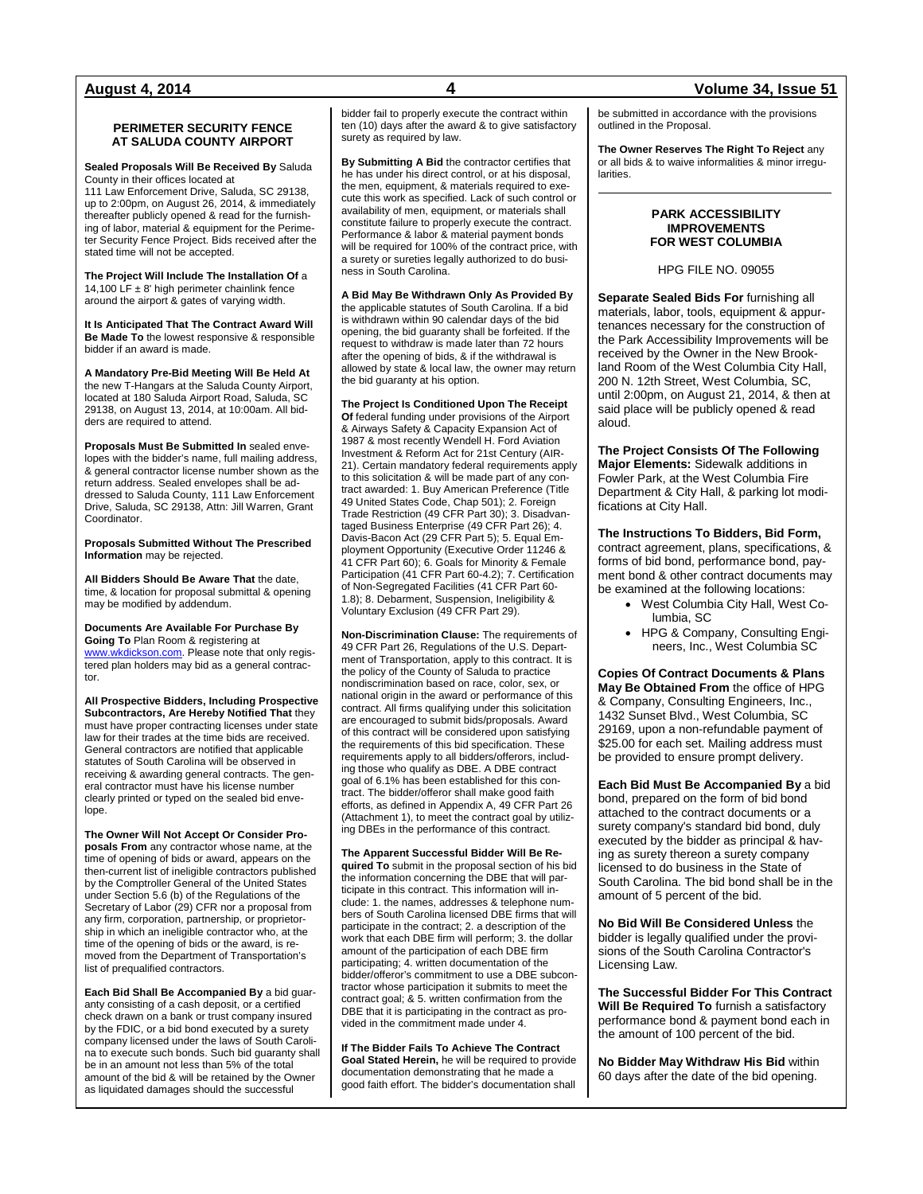## PERIMETER SECURITY FENCE AT SALUDA COUNTY AIRPORT

**Sealed Proposals Will Be Received By** Saluda County in their offices located at 111 Law Enforcement Drive, Saluda, SC 29138, up to 2:00pm, on August 26, 2014, & immediately thereafter publicly opened & read for the furnishing of labor, material & equipment for the Perimeter Security Fence Project. Bids received after the stated time will not be accepted.

**The Project Will Include The Installation Of** a 14,100 LF ± 8' high perimeter chainlink fence around the airport & gates of varying width.

**It Is Anticipated That The Contract Award Will Be Made To** the lowest responsive & responsible bidder if an award is made.

**A Mandatory Pre-Bid Meeting Will Be Held At** the new T-Hangars at the Saluda County Airport, located at 180 Saluda Airport Road, Saluda, SC 29138, on August 13, 2014, at 10:00am. All bidders are required to attend.

**Proposals Must Be Submitted In** sealed envelopes with the bidder's name, full mailing address, & general contractor license number shown as the return address. Sealed envelopes shall be addressed to Saluda County, 111 Law Enforcement Drive, Saluda, SC 29138, Attn: Jill Warren, Grant Coordinator.

**Proposals Submitted Without The Prescribed Information** may be rejected.

**All Bidders Should Be Aware That** the date, time, & location for proposal submittal & opening may be modified by addendum.

**Documents Are Available For Purchase By Going To** Plan Room & registering at www.wkdickson.com. Please note that only registered plan holders may bid as a general contractor.

**All Prospective Bidders, Including Prospective Subcontractors, Are Hereby Notified That** they must have proper contracting licenses under state law for their trades at the time bids are received. General contractors are notified that applicable statutes of South Carolina will be observed in receiving & awarding general contracts. The general contractor must have his license number clearly printed or typed on the sealed bid envelope.

**The Owner Will Not Accept Or Consider Proposals From** any contractor whose name, at the time of opening of bids or award, appears on the then-current list of ineligible contractors published by the Comptroller General of the United States under Section 5.6 (b) of the Regulations of the Secretary of Labor (29) CFR nor a proposal from any firm, corporation, partnership, or proprietorship in which an ineligible contractor who, at the time of the opening of bids or the award, is removed from the Department of Transportation's list of prequalified contractors.

**Each Bid Shall Be Accompanied By** a bid guaranty consisting of a cash deposit, or a certified check drawn on a bank or trust company insured by the FDIC, or a bid bond executed by a surety company licensed under the laws of South Carolina to execute such bonds. Such bid guaranty shall be in an amount not less than 5% of the total amount of the bid & will be retained by the Owner as liquidated damages should the successful bidder fail to properly execute the contract within ten (10) days after the award & to give satisfactory surety as required by law.

**By Submitting A Bid** the contractor certifies that he has under his direct control, or at his disposal, the men, equipment, & materials required to execute this work as specified. Lack of such control or availability of men, equipment, or materials shall constitute failure to properly execute the contract. Performance & labor & material payment bonds will be required for 100% of the contract price, with a surety or sureties legally authorized to do business in South Carolina.

**A Bid May Be Withdrawn Only As Provided By** the applicable statutes of South Carolina. If a bid is withdrawn within 90 calendar days of the bid opening, the bid guaranty shall be forfeited. If the request to withdraw is made later than 72 hours after the opening of bids, & if the withdrawal is allowed by state & local law, the owner may return the bid guaranty at his option.

**The Project Is Conditioned Upon The Receipt Of** federal funding under provisions of the Airport & Airways Safety & Capacity Expansion Act of 1987 & most recently Wendell H. Ford Aviation Investment & Reform Act for 21st Century (AIR-21). Certain mandatory federal requirements apply to this solicitation & will be made part of any contract awarded: 1. Buy American Preference (Title 49 United States Code, Chap 501); 2. Foreign Trade Restriction (49 CFR Part 30); 3. Disadvantaged Business Enterprise (49 CFR Part 26); 4. Davis-Bacon Act (29 CFR Part 5); 5. Equal Employment Opportunity (Executive Order 11246 & 41 CFR Part 60); 6. Goals for Minority & Female Participation (41 CFR Part 60-4.2); 7. Certification of Non-Segregated Facilities (41 CFR Part 60-1.8); 8. Debarment, Suspension, Ineligibility & Voluntary Exclusion (49 CFR Part 29).

**Non-Discrimination Clause:** The requirements of 49 CFR Part 26, Regulations of the U.S. Department of Transportation, apply to this contract. It is the policy of the County of Saluda to practice nondiscrimination based on race, color, sex, or national origin in the award or performance of this contract. All firms qualifying under this solicitation are encouraged to submit bids/proposals. Award of this contract will be considered upon satisfying the requirements of this bid specification. These requirements apply to all bidders/offerors, including those who qualify as DBE. A DBE contract goal of 6.1% has been established for this contract. The bidder/offeror shall make good faith efforts, as defined in Appendix A, 49 CFR Part 26 (Attachment 1), to meet the contract goal by utilizing DBEs in the performance of this contract.

**The Apparent Successful Bidder Will Be Required To** submit in the proposal section of his bid the information concerning the DBE that will participate in this contract. This information will include: 1. the names, addresses & telephone numbers of South Carolina licensed DBE firms that will participate in the contract; 2. a description of the work that each DBE firm will perform; 3. the dollar amount of the participation of each DBE firm participating; 4. written documentation of the bidder/offeror's commitment to use a DBE subcontractor whose participation it submits to meet the contract goal; & 5. written confirmation from the DBE that it is participating in the contract as provided in the commitment made under 4.

**If The Bidder Fails To Achieve The Contract Goal Stated Herein,** he will be required to provide documentation demonstrating that he made a good faith effort. The bidder's documentation shall be submitted in accordance with the provisions outlined in the Proposal.

**The Owner Reserves The Right To Reject** any or all bids & to waive informalities & minor irregularities.

---

## PARK ACCESSIBILITY IMPROVEMENTS FOR WEST COLUMBIA

HPG FILE NO. 09055

**Separate Sealed Bids For** furnishing all materials, labor, tools, equipment & appurtenances necessary for the construction of the Park Accessibility Improvements will be received by the Owner in the New Brookland Room of the West Columbia City Hall, 200 N. 12th Street, West Columbia, SC, until 2:00pm, on August 21, 2014, & then at said place will be publicly opened & read aloud.

**The Project Consists Of The Following Major Elements:** Sidewalk additions in Fowler Park, at the West Columbia Fire Department & City Hall, & parking lot modifications at City Hall.

**The Instructions To Bidders, Bid Form,** contract agreement, plans, specifications, & forms of bid bond, performance bond, payment bond & other contract documents may be examined at the following locations:

- West Columbia City Hall, West Columbia, SC
- HPG & Company, Consulting Engineers, Inc., West Columbia SC

**Copies Of Contract Documents & Plans May Be Obtained From** the office of HPG & Company, Consulting Engineers, Inc., 1432 Sunset Blvd., West Columbia, SC 29169, upon a non-refundable payment of $25.00 for each set. Mailing address must be provided to ensure prompt delivery.

**Each Bid Must Be Accompanied By** a bid bond, prepared on the form of bid bond attached to the contract documents or a surety company's standard bid bond, duly executed by the bidder as principal & having as surety thereon a surety company licensed to do business in the State of South Carolina. The bid bond shall be in the amount of 5 percent of the bid.

**No Bid Will Be Considered Unless** the bidder is legally qualified under the provisions of the South Carolina Contractor's Licensing Law.

**The Successful Bidder For This Contract Will Be Required To** furnish a satisfactory performance bond & payment bond each in the amount of 100 percent of the bid.

**No Bidder May Withdraw His Bid** within 60 days after the date of the bid opening.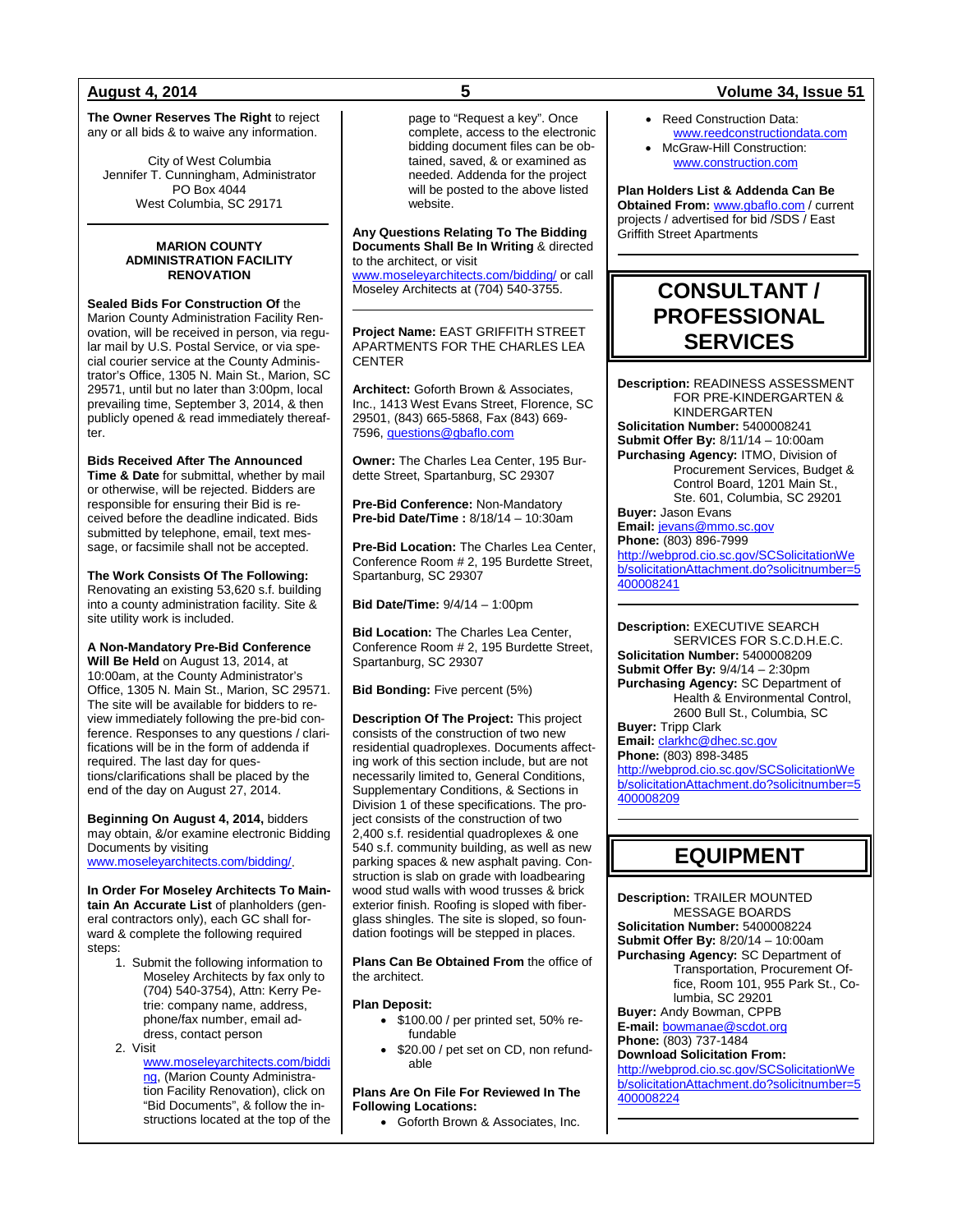**The Owner Reserves The Right** to reject any or all bids & to waive any information.

City of West Columbia
Jennifer T. Cunningham, Administrator
PO Box 4044
West Columbia, SC 29171

---

### MARION COUNTY ADMINISTRATION FACILITY RENOVATION

**Sealed Bids For Construction Of** the Marion County Administration Facility Renovation, will be received in person, via regular mail by U.S. Postal Service, or via special courier service at the County Administrator's Office, 1305 N. Main St., Marion, SC 29571, until but no later than 3:00pm, local prevailing time, September 3, 2014, & then publicly opened & read immediately thereafter.

**Bids Received After The Announced Time & Date** for submittal, whether by mail or otherwise, will be rejected. Bidders are responsible for ensuring their Bid is received before the deadline indicated. Bids submitted by telephone, email, text message, or facsimile shall not be accepted.

**The Work Consists Of The Following:** Renovating an existing 53,620 s.f. building into a county administration facility. Site & site utility work is included.

**A Non-Mandatory Pre-Bid Conference Will Be Held** on August 13, 2014, at 10:00am, at the County Administrator's Office, 1305 N. Main St., Marion, SC 29571. The site will be available for bidders to review immediately following the pre-bid conference. Responses to any questions / clarifications will be in the form of addenda if required. The last day for questions/clarifications shall be placed by the end of the day on August 27, 2014.

**Beginning On August 4, 2014,** bidders may obtain, &/or examine electronic Bidding Documents by visiting www.moseleyarchitects.com/bidding/.

**In Order For Moseley Architects To Maintain An Accurate List** of planholders (general contractors only), each GC shall forward & complete the following required steps:

1. Submit the following information to Moseley Architects by fax only to (704) 540-3754), Attn: Kerry Petrie: company name, address, phone/fax number, email address, contact person
2. Visit www.moseleyarchitects.com/bidding, (Marion County Administration Facility Renovation), click on "Bid Documents", & follow the instructions located at the top of the page to "Request a key". Once complete, access to the electronic bidding document files can be obtained, saved, & or examined as needed. Addenda for the project will be posted to the above listed website.

**Any Questions Relating To The Bidding Documents Shall Be In Writing** & directed to the architect, or visit www.moseleyarchitects.com/bidding/ or call Moseley Architects at (704) 540-3755.

---

**Project Name:** EAST GRIFFITH STREET APARTMENTS FOR THE CHARLES LEA CENTER

**Architect:** Goforth Brown & Associates, Inc., 1413 West Evans Street, Florence, SC 29501, (843) 665-5868, Fax (843) 669-7596, questions@gbaflo.com

**Owner:** The Charles Lea Center, 195 Burdette Street, Spartanburg, SC 29307

**Pre-Bid Conference:** Non-Mandatory
**Pre-bid Date/Time :** 8/18/14 – 10:30am

**Pre-Bid Location:** The Charles Lea Center, Conference Room # 2, 195 Burdette Street, Spartanburg, SC 29307

**Bid Date/Time:** 9/4/14 – 1:00pm

**Bid Location:** The Charles Lea Center, Conference Room # 2, 195 Burdette Street, Spartanburg, SC 29307

**Bid Bonding:** Five percent (5%)

**Description Of The Project:** This project consists of the construction of two new residential quadroplexes. Documents affecting work of this section include, but are not necessarily limited to, General Conditions, Supplementary Conditions, & Sections in Division 1 of these specifications. The project consists of the construction of two 2,400 s.f. residential quadroplexes & one 540 s.f. community building, as well as new parking spaces & new asphalt paving. Construction is slab on grade with loadbearing wood stud walls with wood trusses & brick exterior finish. Roofing is sloped with fiberglass shingles. The site is sloped, so foundation footings will be stepped in places.

**Plans Can Be Obtained From** the office of the architect.

**Plan Deposit:**

- $100.00 / per printed set, 50% refundable
- $20.00 / pet set on CD, non refundable

**Plans Are On File For Reviewed In The Following Locations:**

- Goforth Brown & Associates, Inc.
- Reed Construction Data: www.reedconstructiondata.com
- McGraw-Hill Construction: www.construction.com

**Plan Holders List & Addenda Can Be Obtained From:** www.gbaflo.com / current projects / advertised for bid /SDS / East Griffith Street Apartments

---

## CONSULTANT / PROFESSIONAL SERVICES

**Description:** READINESS ASSESSMENT FOR PRE-KINDERGARTEN & KINDERGARTEN
**Solicitation Number:** 5400008241
**Submit Offer By:** 8/11/14 – 10:00am
**Purchasing Agency:** ITMO, Division of Procurement Services, Budget & Control Board, 1201 Main St., Ste. 601, Columbia, SC 29201
**Buyer:** Jason Evans
**Email:** jevans@mmo.sc.gov
**Phone:** (803) 896-7999
http://webprod.cio.sc.gov/SCSolicitationWeb/solicitationAttachment.do?solicitnumber=5400008241

---

**Description:** EXECUTIVE SEARCH SERVICES FOR S.C.D.H.E.C.
**Solicitation Number:** 5400008209
**Submit Offer By:** 9/4/14 – 2:30pm
**Purchasing Agency:** SC Department of Health & Environmental Control, 2600 Bull St., Columbia, SC
**Buyer:** Tripp Clark
**Email:** clarkhc@dhec.sc.gov
**Phone:** (803) 898-3485
http://webprod.cio.sc.gov/SCSolicitationWeb/solicitationAttachment.do?solicitnumber=5400008209

---

## EQUIPMENT

**Description:** TRAILER MOUNTED MESSAGE BOARDS
**Solicitation Number:** 5400008224
**Submit Offer By:** 8/20/14 – 10:00am
**Purchasing Agency:** SC Department of Transportation, Procurement Office, Room 101, 955 Park St., Columbia, SC 29201
**Buyer:** Andy Bowman, CPPB
**E-mail:** bowmanae@scdot.org
**Phone:** (803) 737-1484
**Download Solicitation From:**
http://webprod.cio.sc.gov/SCSolicitationWeb/solicitationAttachment.do?solicitnumber=5400008224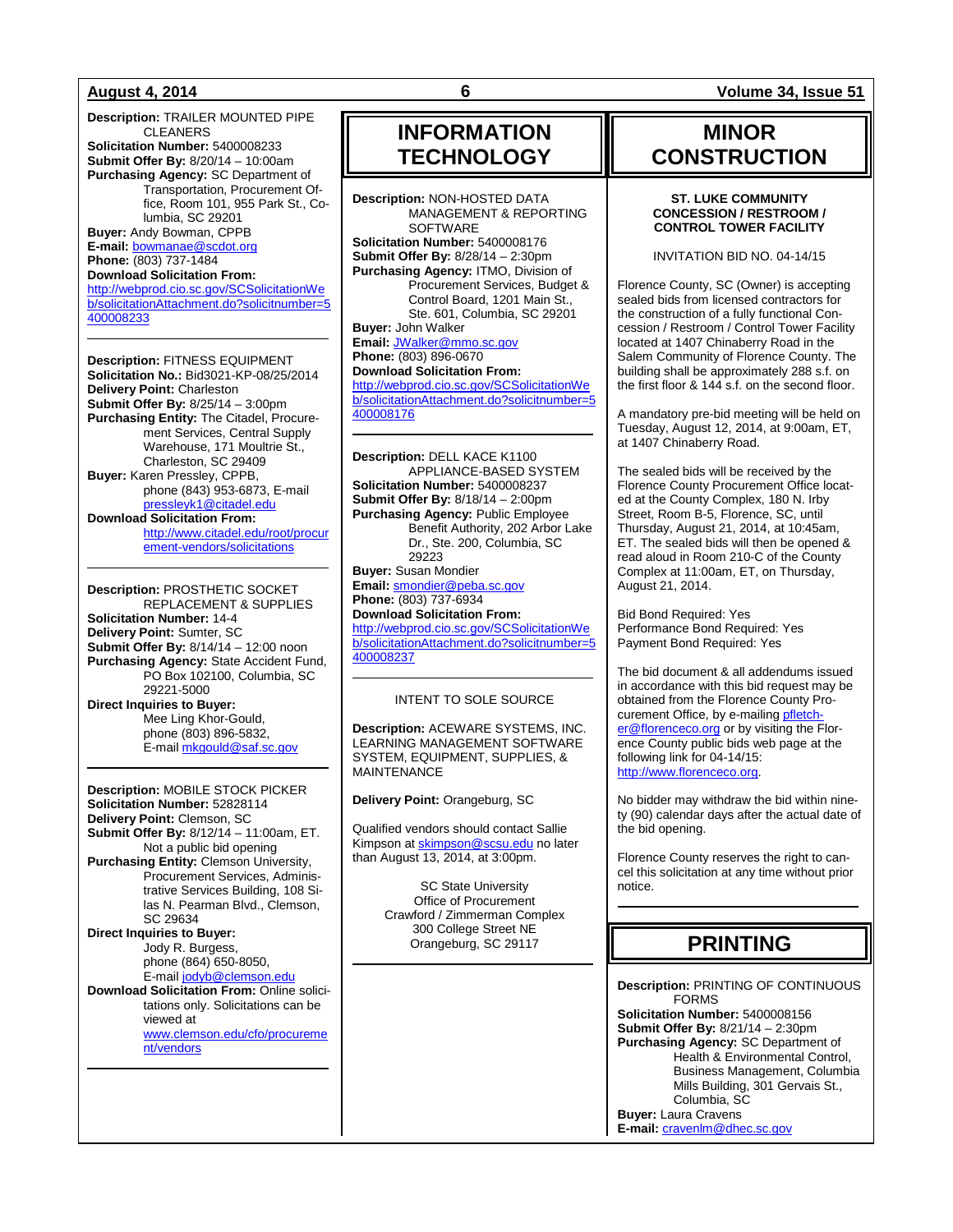**Description:** TRAILER MOUNTED PIPE CLEANERS
**Solicitation Number:** 5400008233
**Submit Offer By:** 8/20/14 – 10:00am
**Purchasing Agency:** SC Department of Transportation, Procurement Office, Room 101, 955 Park St., Columbia, SC 29201
**Buyer:** Andy Bowman, CPPB
**E-mail:** bowmanae@scdot.org
**Phone:** (803) 737-1484
**Download Solicitation From:**
http://webprod.cio.sc.gov/SCSolicitationWeb/solicitationAttachment.do?solicitnumber=5400008233

---

**Description:** FITNESS EQUIPMENT
**Solicitation No.:** Bid3021-KP-08/25/2014
**Delivery Point:** Charleston
**Submit Offer By:** 8/25/14 – 3:00pm
**Purchasing Entity:** The Citadel, Procurement Services, Central Supply Warehouse, 171 Moultrie St., Charleston, SC 29409
**Buyer:** Karen Pressley, CPPB, phone (843) 953-6873, E-mail pressleyk1@citadel.edu
**Download Solicitation From:**
http://www.citadel.edu/root/procurement-vendors/solicitations

---

**Description:** PROSTHETIC SOCKET REPLACEMENT & SUPPLIES
**Solicitation Number:** 14-4
**Delivery Point:** Sumter, SC
**Submit Offer By:** 8/14/14 – 12:00 noon
**Purchasing Agency:** State Accident Fund, PO Box 102100, Columbia, SC 29221-5000
**Direct Inquiries to Buyer:**
Mee Ling Khor-Gould, phone (803) 896-5832, E-mail mkgould@saf.sc.gov

---

**Description:** MOBILE STOCK PICKER
**Solicitation Number:** 52828114
**Delivery Point:** Clemson, SC
**Submit Offer By:** 8/12/14 – 11:00am, ET. Not a public bid opening
**Purchasing Entity:** Clemson University, Procurement Services, Administrative Services Building, 108 Silas N. Pearman Blvd., Clemson, SC 29634
**Direct Inquiries to Buyer:**
Jody R. Burgess, phone (864) 650-8050, E-mail jodyb@clemson.edu
**Download Solicitation From:** Online solicitations only. Solicitations can be viewed at www.clemson.edu/cfo/procurement/vendors

---

# INFORMATION TECHNOLOGY

**Description:** NON-HOSTED DATA MANAGEMENT & REPORTING SOFTWARE
**Solicitation Number:** 5400008176
**Submit Offer By:** 8/28/14 – 2:30pm
**Purchasing Agency:** ITMO, Division of Procurement Services, Budget & Control Board, 1201 Main St., Ste. 601, Columbia, SC 29201
**Buyer:** John Walker
**Email:** JWalker@mmo.sc.gov
**Phone:** (803) 896-0670
**Download Solicitation From:**
http://webprod.cio.sc.gov/SCSolicitationWeb/solicitationAttachment.do?solicitnumber=5400008176

---

**Description:** DELL KACE K1100 APPLIANCE-BASED SYSTEM
**Solicitation Number:** 5400008237
**Submit Offer By:** 8/18/14 – 2:00pm
**Purchasing Agency:** Public Employee Benefit Authority, 202 Arbor Lake Dr., Ste. 200, Columbia, SC 29223
**Buyer:** Susan Mondier
**Email:** smondier@peba.sc.gov
**Phone:** (803) 737-6934
**Download Solicitation From:**
http://webprod.cio.sc.gov/SCSolicitationWeb/solicitationAttachment.do?solicitnumber=5400008237

---

INTENT TO SOLE SOURCE

**Description:** ACEWARE SYSTEMS, INC. LEARNING MANAGEMENT SOFTWARE SYSTEM, EQUIPMENT, SUPPLIES, & MAINTENANCE

**Delivery Point:** Orangeburg, SC

Qualified vendors should contact Sallie Kimpson at skimpson@scsu.edu no later than August 13, 2014, at 3:00pm.

SC State University
Office of Procurement
Crawford / Zimmerman Complex
300 College Street NE
Orangeburg, SC 29117

---

# MINOR CONSTRUCTION

**ST. LUKE COMMUNITY CONCESSION / RESTROOM / CONTROL TOWER FACILITY**

INVITATION BID NO. 04-14/15

Florence County, SC (Owner) is accepting sealed bids from licensed contractors for the construction of a fully functional Concession / Restroom / Control Tower Facility located at 1407 Chinaberry Road in the Salem Community of Florence County. The building shall be approximately 288 s.f. on the first floor & 144 s.f. on the second floor.

A mandatory pre-bid meeting will be held on Tuesday, August 12, 2014, at 9:00am, ET, at 1407 Chinaberry Road.

The sealed bids will be received by the Florence County Procurement Office located at the County Complex, 180 N. Irby Street, Room B-5, Florence, SC, until Thursday, August 21, 2014, at 10:45am, ET. The sealed bids will then be opened & read aloud in Room 210-C of the County Complex at 11:00am, ET, on Thursday, August 21, 2014.

Bid Bond Required: Yes
Performance Bond Required: Yes
Payment Bond Required: Yes

The bid document & all addendums issued in accordance with this bid request may be obtained from the Florence County Procurement Office, by e-mailing pfletcher@florenceco.org or by visiting the Florence County public bids web page at the following link for 04-14/15: http://www.florenceco.org.

No bidder may withdraw the bid within ninety (90) calendar days after the actual date of the bid opening.

Florence County reserves the right to cancel this solicitation at any time without prior notice.

---

# PRINTING

**Description:** PRINTING OF CONTINUOUS FORMS
**Solicitation Number:** 5400008156
**Submit Offer By:** 8/21/14 – 2:30pm
**Purchasing Agency:** SC Department of Health & Environmental Control, Business Management, Columbia Mills Building, 301 Gervais St., Columbia, SC
**Buyer:** Laura Cravens
**E-mail:** cravenlm@dhec.sc.gov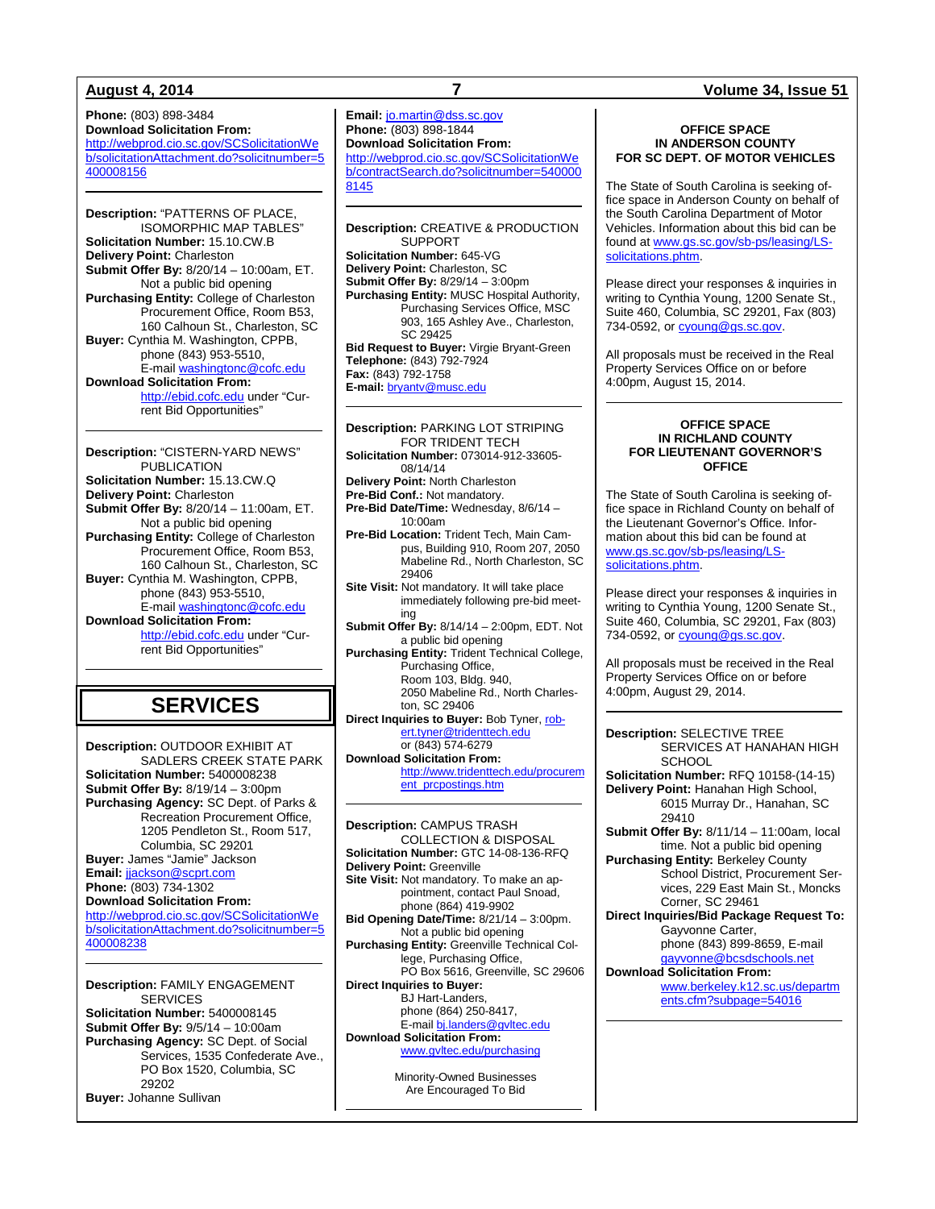**Phone:** (803) 898-3484
**Download Solicitation From:**
http://webprod.cio.sc.gov/SCSolicitationWeb/solicitationAttachment.do?solicitnumber=5400008156

---

**Description:** "PATTERNS OF PLACE, ISOMORPHIC MAP TABLES"
**Solicitation Number:** 15.10.CW.B
**Delivery Point:** Charleston
**Submit Offer By:** 8/20/14 – 10:00am, ET. Not a public bid opening
**Purchasing Entity:** College of Charleston Procurement Office, Room B53, 160 Calhoun St., Charleston, SC
**Buyer:** Cynthia M. Washington, CPPB, phone (843) 953-5510, E-mail washingtonc@cofc.edu
**Download Solicitation From:** http://ebid.cofc.edu under "Current Bid Opportunities"

---

**Description:** "CISTERN-YARD NEWS" PUBLICATION
**Solicitation Number:** 15.13.CW.Q
**Delivery Point:** Charleston
**Submit Offer By:** 8/20/14 – 11:00am, ET. Not a public bid opening
**Purchasing Entity:** College of Charleston Procurement Office, Room B53, 160 Calhoun St., Charleston, SC
**Buyer:** Cynthia M. Washington, CPPB, phone (843) 953-5510, E-mail washingtonc@cofc.edu
**Download Solicitation From:** http://ebid.cofc.edu under "Current Bid Opportunities"

---

# SERVICES

**Description:** OUTDOOR EXHIBIT AT SADLERS CREEK STATE PARK
**Solicitation Number:** 5400008238
**Submit Offer By:** 8/19/14 – 3:00pm
**Purchasing Agency:** SC Dept. of Parks & Recreation Procurement Office, 1205 Pendleton St., Room 517, Columbia, SC 29201
**Buyer:** James "Jamie" Jackson
**Email:** jjackson@scprt.com
**Phone:** (803) 734-1302
**Download Solicitation From:**
http://webprod.cio.sc.gov/SCSolicitationWeb/solicitationAttachment.do?solicitnumber=5400008238

---

**Description:** FAMILY ENGAGEMENT SERVICES
**Solicitation Number:** 5400008145
**Submit Offer By:** 9/5/14 – 10:00am
**Purchasing Agency:** SC Dept. of Social Services, 1535 Confederate Ave., PO Box 1520, Columbia, SC 29202
**Buyer:** Johanne Sullivan
**Email:** jo.martin@dss.sc.gov
**Phone:** (803) 898-1844
**Download Solicitation From:**
http://webprod.cio.sc.gov/SCSolicitationWeb/contractSearch.do?solicitnumber=5400008145

---

**Description:** CREATIVE & PRODUCTION SUPPORT
**Solicitation Number:** 645-VG
**Delivery Point:** Charleston, SC
**Submit Offer By:** 8/29/14 – 3:00pm
**Purchasing Entity:** MUSC Hospital Authority, Purchasing Services Office, MSC 903, 165 Ashley Ave., Charleston, SC 29425
**Bid Request to Buyer:** Virgie Bryant-Green
**Telephone:** (843) 792-7924
**Fax:** (843) 792-1758
**E-mail:** bryantv@musc.edu

---

**Description:** PARKING LOT STRIPING FOR TRIDENT TECH
**Solicitation Number:** 073014-912-33605-08/14/14
**Delivery Point:** North Charleston
**Pre-Bid Conf.:** Not mandatory.
**Pre-Bid Date/Time:** Wednesday, 8/6/14 – 10:00am
**Pre-Bid Location:** Trident Tech, Main Campus, Building 910, Room 207, 2050 Mabeline Rd., North Charleston, SC 29406
**Site Visit:** Not mandatory. It will take place immediately following pre-bid meeting
**Submit Offer By:** 8/14/14 – 2:00pm, EDT. Not a public bid opening
**Purchasing Entity:** Trident Technical College, Purchasing Office, Room 103, Bldg. 940, 2050 Mabeline Rd., North Charleston, SC 29406
**Direct Inquiries to Buyer:** Bob Tyner, robert.tyner@tridenttech.edu or (843) 574-6279
**Download Solicitation From:** http://www.tridenttech.edu/procurement_prcpostings.htm

---

**Description:** CAMPUS TRASH COLLECTION & DISPOSAL
**Solicitation Number:** GTC 14-08-136-RFQ
**Delivery Point:** Greenville
**Site Visit:** Not mandatory. To make an appointment, contact Paul Snoad, phone (864) 419-9902
**Bid Opening Date/Time:** 8/21/14 – 3:00pm. Not a public bid opening
**Purchasing Entity:** Greenville Technical College, Purchasing Office, PO Box 5616, Greenville, SC 29606
**Direct Inquiries to Buyer:** BJ Hart-Landers, phone (864) 250-8417, E-mail bj.landers@gvltec.edu
**Download Solicitation From:** www.gvltec.edu/purchasing

Minority-Owned Businesses Are Encouraged To Bid

---

**OFFICE SPACE IN ANDERSON COUNTY FOR SC DEPT. OF MOTOR VEHICLES**

The State of South Carolina is seeking office space in Anderson County on behalf of the South Carolina Department of Motor Vehicles. Information about this bid can be found at www.gs.sc.gov/sb-ps/leasing/LS-solicitations.phtm.

Please direct your responses & inquiries in writing to Cynthia Young, 1200 Senate St., Suite 460, Columbia, SC 29201, Fax (803) 734-0592, or cyoung@gs.sc.gov.

All proposals must be received in the Real Property Services Office on or before 4:00pm, August 15, 2014.

---

**OFFICE SPACE IN RICHLAND COUNTY FOR LIEUTENANT GOVERNOR'S OFFICE**

The State of South Carolina is seeking office space in Richland County on behalf of the Lieutenant Governor's Office. Information about this bid can be found at www.gs.sc.gov/sb-ps/leasing/LS-solicitations.phtm.

Please direct your responses & inquiries in writing to Cynthia Young, 1200 Senate St., Suite 460, Columbia, SC 29201, Fax (803) 734-0592, or cyoung@gs.sc.gov.

All proposals must be received in the Real Property Services Office on or before 4:00pm, August 29, 2014.

---

**Description:** SELECTIVE TREE SERVICES AT HANAHAN HIGH SCHOOL
**Solicitation Number:** RFQ 10158-(14-15)
**Delivery Point:** Hanahan High School, 6015 Murray Dr., Hanahan, SC 29410
**Submit Offer By:** 8/11/14 – 11:00am, local time. Not a public bid opening
**Purchasing Entity:** Berkeley County School District, Procurement Services, 229 East Main St., Moncks Corner, SC 29461
**Direct Inquiries/Bid Package Request To:** Gayvonne Carter, phone (843) 899-8659, E-mail gayvonne@bcsdschools.net
**Download Solicitation From:** www.berkeley.k12.sc.us/departments.cfm?subpage=54016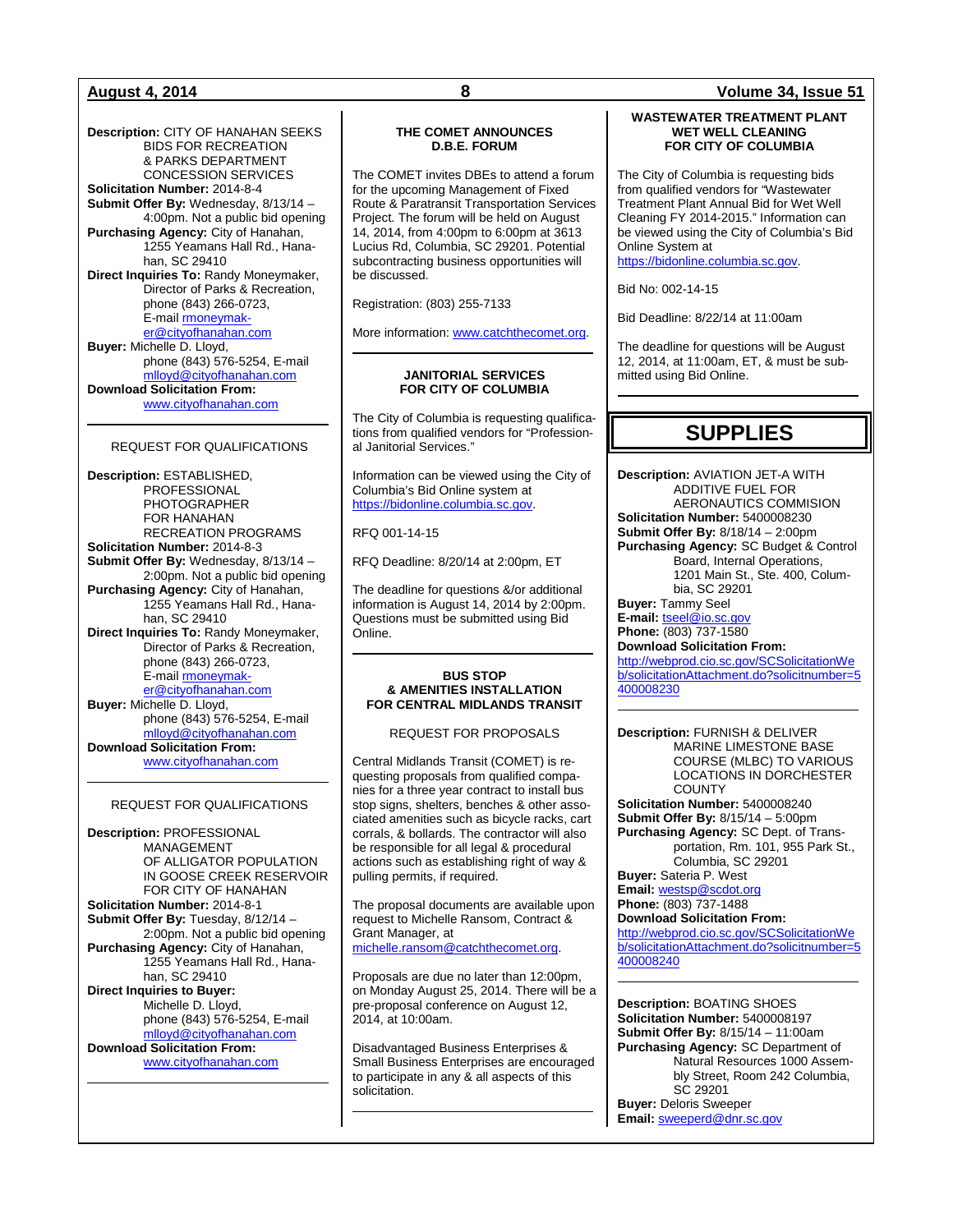**Description:** CITY OF HANAHAN SEEKS BIDS FOR RECREATION & PARKS DEPARTMENT CONCESSION SERVICES
**Solicitation Number:** 2014-8-4
**Submit Offer By:** Wednesday, 8/13/14 – 4:00pm. Not a public bid opening
**Purchasing Agency:** City of Hanahan, 1255 Yeamans Hall Rd., Hanahan, SC 29410
**Direct Inquiries To:** Randy Moneymaker, Director of Parks & Recreation, phone (843) 266-0723, E-mail rmoneymaker@cityofhanahan.com
**Buyer:** Michelle D. Lloyd, phone (843) 576-5254, E-mail mlloyd@cityofhanahan.com
**Download Solicitation From:** www.cityofhanahan.com

---

REQUEST FOR QUALIFICATIONS

**Description:** ESTABLISHED, PROFESSIONAL PHOTOGRAPHER FOR HANAHAN RECREATION PROGRAMS
**Solicitation Number:** 2014-8-3
**Submit Offer By:** Wednesday, 8/13/14 – 2:00pm. Not a public bid opening
**Purchasing Agency:** City of Hanahan, 1255 Yeamans Hall Rd., Hanahan, SC 29410
**Direct Inquiries To:** Randy Moneymaker, Director of Parks & Recreation, phone (843) 266-0723, E-mail rmoneymaker@cityofhanahan.com
**Buyer:** Michelle D. Lloyd, phone (843) 576-5254, E-mail mlloyd@cityofhanahan.com
**Download Solicitation From:** www.cityofhanahan.com

---

REQUEST FOR QUALIFICATIONS

**Description:** PROFESSIONAL MANAGEMENT OF ALLIGATOR POPULATION IN GOOSE CREEK RESERVOIR FOR CITY OF HANAHAN
**Solicitation Number:** 2014-8-1
**Submit Offer By:** Tuesday, 8/12/14 – 2:00pm. Not a public bid opening
**Purchasing Agency:** City of Hanahan, 1255 Yeamans Hall Rd., Hanahan, SC 29410
**Direct Inquiries to Buyer:** Michelle D. Lloyd, phone (843) 576-5254, E-mail mlloyd@cityofhanahan.com
**Download Solicitation From:** www.cityofhanahan.com

---

**THE COMET ANNOUNCES D.B.E. FORUM**

The COMET invites DBEs to attend a forum for the upcoming Management of Fixed Route & Paratransit Transportation Services Project. The forum will be held on August 14, 2014, from 4:00pm to 6:00pm at 3613 Lucius Rd, Columbia, SC 29201. Potential subcontracting business opportunities will be discussed.

Registration: (803) 255-7133

More information: www.catchthecomet.org.

---

**JANITORIAL SERVICES FOR CITY OF COLUMBIA**

The City of Columbia is requesting qualifications from qualified vendors for "Professional Janitorial Services."

Information can be viewed using the City of Columbia's Bid Online system at https://bidonline.columbia.sc.gov.

RFQ 001-14-15

RFQ Deadline: 8/20/14 at 2:00pm, ET

The deadline for questions &/or additional information is August 14, 2014 by 2:00pm. Questions must be submitted using Bid Online.

---

**BUS STOP & AMENITIES INSTALLATION FOR CENTRAL MIDLANDS TRANSIT**

REQUEST FOR PROPOSALS

Central Midlands Transit (COMET) is requesting proposals from qualified companies for a three year contract to install bus stop signs, shelters, benches & other associated amenities such as bicycle racks, cart corrals, & bollards. The contractor will also be responsible for all legal & procedural actions such as establishing right of way & pulling permits, if required.

The proposal documents are available upon request to Michelle Ransom, Contract & Grant Manager, at michelle.ransom@catchthecomet.org.

Proposals are due no later than 12:00pm, on Monday August 25, 2014. There will be a pre-proposal conference on August 12, 2014, at 10:00am.

Disadvantaged Business Enterprises & Small Business Enterprises are encouraged to participate in any & all aspects of this solicitation.

---

**WASTEWATER TREATMENT PLANT WET WELL CLEANING FOR CITY OF COLUMBIA**

The City of Columbia is requesting bids from qualified vendors for "Wastewater Treatment Plant Annual Bid for Wet Well Cleaning FY 2014-2015." Information can be viewed using the City of Columbia's Bid Online System at https://bidonline.columbia.sc.gov.

Bid No: 002-14-15

Bid Deadline: 8/22/14 at 11:00am

The deadline for questions will be August 12, 2014, at 11:00am, ET, & must be submitted using Bid Online.

---

# SUPPLIES

**Description:** AVIATION JET-A WITH ADDITIVE FUEL FOR AERONAUTICS COMMISION
**Solicitation Number:** 5400008230
**Submit Offer By:** 8/18/14 – 2:00pm
**Purchasing Agency:** SC Budget & Control Board, Internal Operations, 1201 Main St., Ste. 400, Columbia, SC 29201
**Buyer:** Tammy Seel
**E-mail:** tseel@io.sc.gov
**Phone:** (803) 737-1580
**Download Solicitation From:** http://webprod.cio.sc.gov/SCSolicitationWeb/solicitationAttachment.do?solicitnumber=5400008230

---

**Description:** FURNISH & DELIVER MARINE LIMESTONE BASE COURSE (MLBC) TO VARIOUS LOCATIONS IN DORCHESTER COUNTY
**Solicitation Number:** 5400008240
**Submit Offer By:** 8/15/14 – 5:00pm
**Purchasing Agency:** SC Dept. of Transportation, Rm. 101, 955 Park St., Columbia, SC 29201
**Buyer:** Sateria P. West
**Email:** westsp@scdot.org
**Phone:** (803) 737-1488
**Download Solicitation From:** http://webprod.cio.sc.gov/SCSolicitationWeb/solicitationAttachment.do?solicitnumber=5400008240

---

**Description:** BOATING SHOES
**Solicitation Number:** 5400008197
**Submit Offer By:** 8/15/14 – 11:00am
**Purchasing Agency:** SC Department of Natural Resources 1000 Assembly Street, Room 242 Columbia, SC 29201
**Buyer:** Deloris Sweeper
**Email:** sweeperd@dnr.sc.gov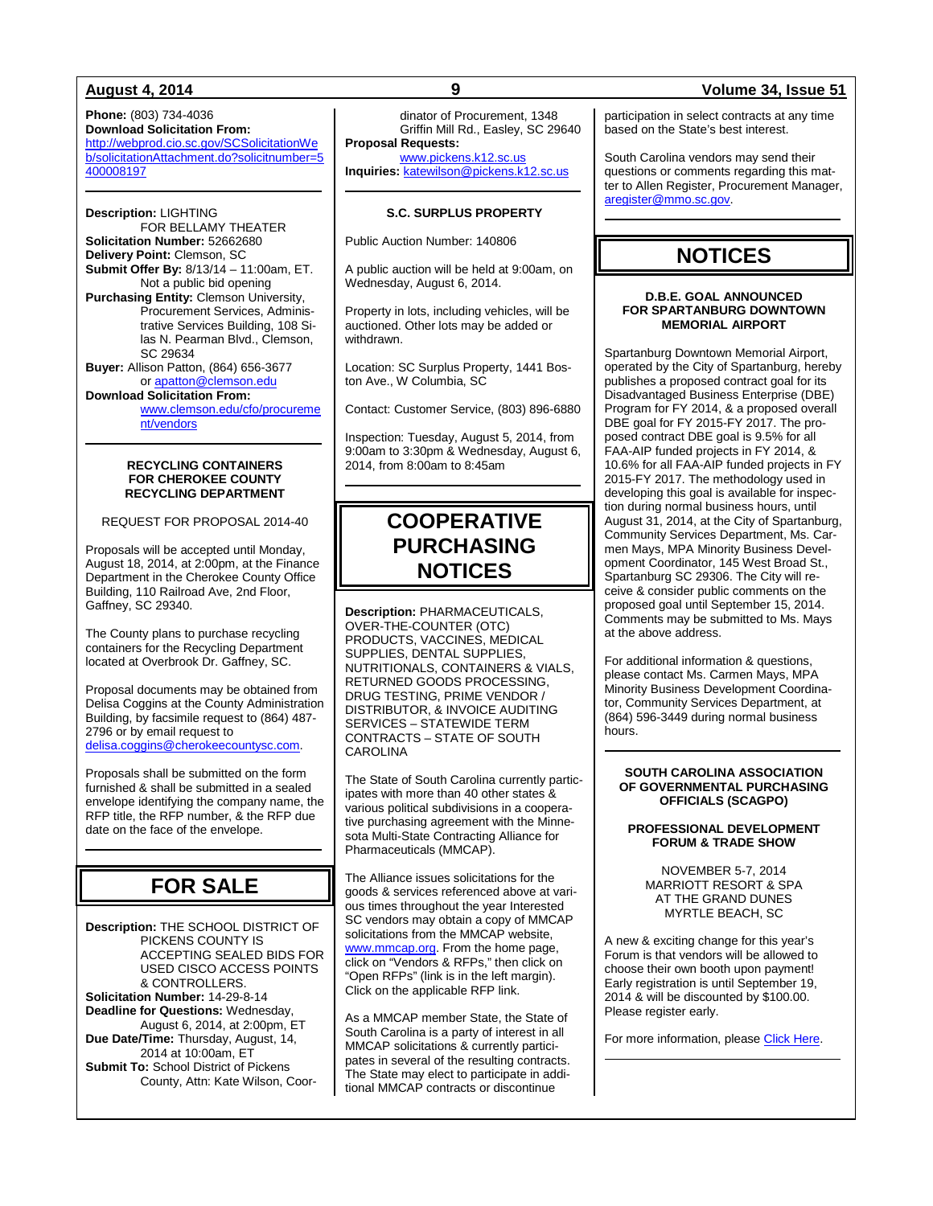**Phone:** (803) 734-4036
**Download Solicitation From:** http://webprod.cio.sc.gov/SCSolicitationWeb/solicitationAttachment.do?solicitnumber=5400008197

---

**Description:** LIGHTING FOR BELLAMY THEATER
**Solicitation Number:** 52662680
**Delivery Point:** Clemson, SC
**Submit Offer By:** 8/13/14 – 11:00am, ET. Not a public bid opening
**Purchasing Entity:** Clemson University, Procurement Services, Administrative Services Building, 108 Silas N. Pearman Blvd., Clemson, SC 29634
**Buyer:** Allison Patton, (864) 656-3677 or apatton@clemson.edu
**Download Solicitation From:** www.clemson.edu/cfo/procurement/vendors

---

### RECYCLING CONTAINERS FOR CHEROKEE COUNTY RECYCLING DEPARTMENT

REQUEST FOR PROPOSAL 2014-40

Proposals will be accepted until Monday, August 18, 2014, at 2:00pm, at the Finance Department in the Cherokee County Office Building, 110 Railroad Ave, 2nd Floor, Gaffney, SC 29340.

The County plans to purchase recycling containers for the Recycling Department located at Overbrook Dr. Gaffney, SC.

Proposal documents may be obtained from Delisa Coggins at the County Administration Building, by facsimile request to (864) 487-2796 or by email request to delisa.coggins@cherokeecountysc.com.

Proposals shall be submitted on the form furnished & shall be submitted in a sealed envelope identifying the company name, the RFP title, the RFP number, & the RFP due date on the face of the envelope.

---

## FOR SALE

**Description:** THE SCHOOL DISTRICT OF PICKENS COUNTY IS ACCEPTING SEALED BIDS FOR USED CISCO ACCESS POINTS & CONTROLLERS.
**Solicitation Number:** 14-29-8-14
**Deadline for Questions:** Wednesday, August 6, 2014, at 2:00pm, ET
**Due Date/Time:** Thursday, August, 14, 2014 at 10:00am, ET
**Submit To:** School District of Pickens County, Attn: Kate Wilson, Coordinator of Procurement, 1348 Griffin Mill Rd., Easley, SC 29640
**Proposal Requests:** www.pickens.k12.sc.us
**Inquiries:** katewilson@pickens.k12.sc.us

---

### S.C. SURPLUS PROPERTY

Public Auction Number: 140806

A public auction will be held at 9:00am, on Wednesday, August 6, 2014.

Property in lots, including vehicles, will be auctioned. Other lots may be added or withdrawn.

Location: SC Surplus Property, 1441 Boston Ave., W Columbia, SC

Contact: Customer Service, (803) 896-6880

Inspection: Tuesday, August 5, 2014, from 9:00am to 3:30pm & Wednesday, August 6, 2014, from 8:00am to 8:45am

---

## COOPERATIVE PURCHASING NOTICES

**Description:** PHARMACEUTICALS, OVER-THE-COUNTER (OTC) PRODUCTS, VACCINES, MEDICAL SUPPLIES, DENTAL SUPPLIES, NUTRITIONALS, CONTAINERS & VIALS, RETURNED GOODS PROCESSING, DRUG TESTING, PRIME VENDOR / DISTRIBUTOR, & INVOICE AUDITING SERVICES – STATEWIDE TERM CONTRACTS – STATE OF SOUTH CAROLINA

The State of South Carolina currently participates with more than 40 other states & various political subdivisions in a cooperative purchasing agreement with the Minnesota Multi-State Contracting Alliance for Pharmaceuticals (MMCAP).

The Alliance issues solicitations for the goods & services referenced above at various times throughout the year Interested SC vendors may obtain a copy of MMCAP solicitations from the MMCAP website, www.mmcap.org. From the home page, click on "Vendors & RFPs," then click on "Open RFPs" (link is in the left margin). Click on the applicable RFP link.

As a MMCAP member State, the State of South Carolina is a party of interest in all MMCAP solicitations & currently participates in several of the resulting contracts. The State may elect to participate in additional MMCAP contracts or discontinue participation in select contracts at any time based on the State's best interest.

South Carolina vendors may send their questions or comments regarding this matter to Allen Register, Procurement Manager, aregister@mmo.sc.gov.

---

## NOTICES

### D.B.E. GOAL ANNOUNCED FOR SPARTANBURG DOWNTOWN MEMORIAL AIRPORT

Spartanburg Downtown Memorial Airport, operated by the City of Spartanburg, hereby publishes a proposed contract goal for its Disadvantaged Business Enterprise (DBE) Program for FY 2014, & a proposed overall DBE goal for FY 2015-FY 2017. The proposed contract DBE goal is 9.5% for all FAA-AIP funded projects in FY 2014, & 10.6% for all FAA-AIP funded projects in FY 2015-FY 2017. The methodology used in developing this goal is available for inspection during normal business hours, until August 31, 2014, at the City of Spartanburg, Community Services Department, Ms. Carmen Mays, MPA Minority Business Development Coordinator, 145 West Broad St., Spartanburg SC 29306. The City will receive & consider public comments on the proposed goal until September 15, 2014. Comments may be submitted to Ms. Mays at the above address.

For additional information & questions, please contact Ms. Carmen Mays, MPA Minority Business Development Coordinator, Community Services Department, at (864) 596-3449 during normal business hours.

---

### SOUTH CAROLINA ASSOCIATION OF GOVERNMENTAL PURCHASING OFFICIALS (SCAGPO)

### PROFESSIONAL DEVELOPMENT FORUM & TRADE SHOW

NOVEMBER 5-7, 2014
MARRIOTT RESORT & SPA
AT THE GRAND DUNES
MYRTLE BEACH, SC

A new & exciting change for this year's Forum is that vendors will be allowed to choose their own booth upon payment! Early registration is until September 19, 2014 & will be discounted by $100.00. Please register early.

For more information, please Click Here.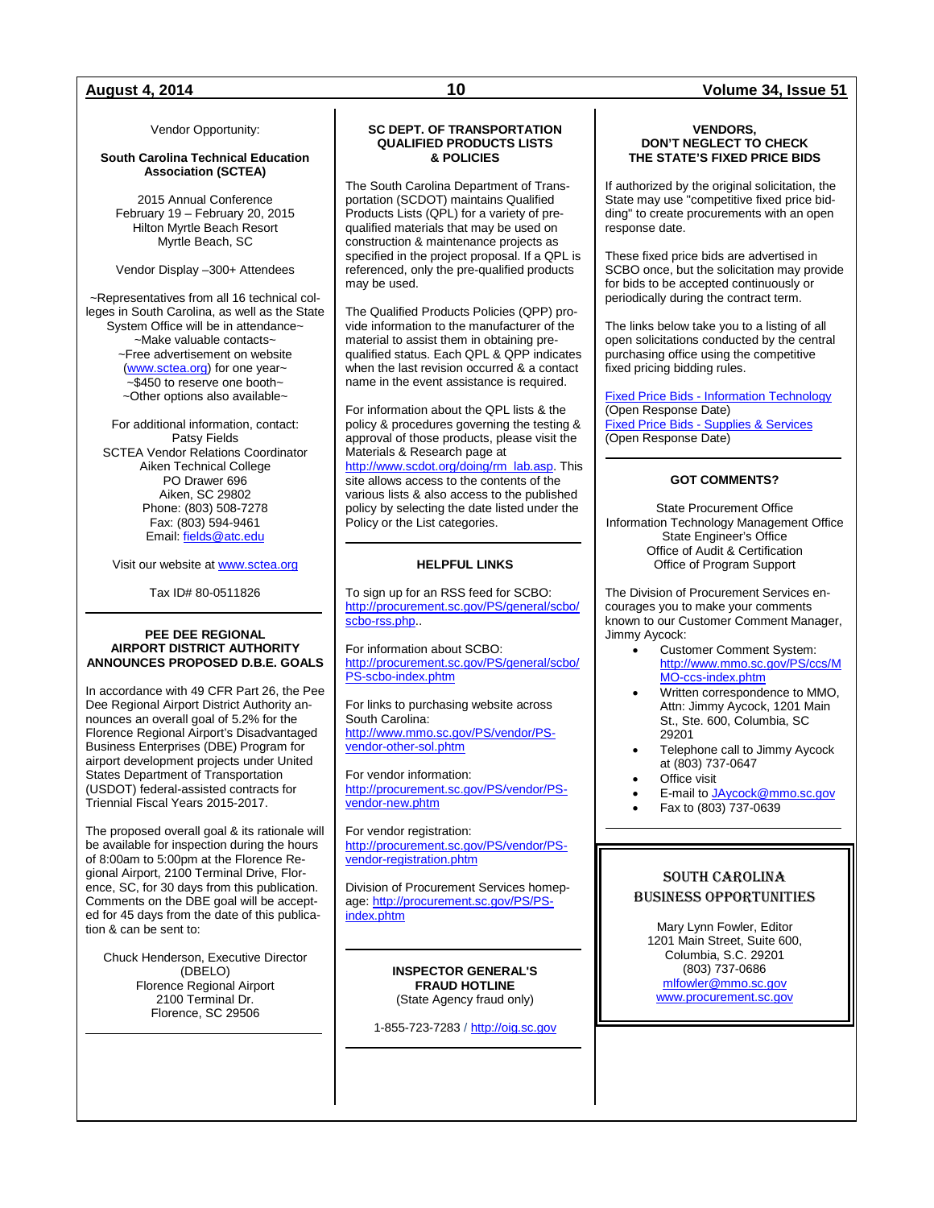Vendor Opportunity:

**South Carolina Technical Education Association (SCTEA)**

2015 Annual Conference
February 19 – February 20, 2015
Hilton Myrtle Beach Resort
Myrtle Beach, SC

Vendor Display –300+ Attendees

~Representatives from all 16 technical colleges in South Carolina, as well as the State System Office will be in attendance~
~Make valuable contacts~
~Free advertisement on website (www.sctea.org) for one year~
~$450 to reserve one booth~
~Other options also available~

For additional information, contact:
Patsy Fields
SCTEA Vendor Relations Coordinator
Aiken Technical College
PO Drawer 696
Aiken, SC 29802
Phone: (803) 508-7278
Fax: (803) 594-9461
Email: fields@atc.edu

Visit our website at www.sctea.org

Tax ID# 80-0511826

---

## PEE DEE REGIONAL AIRPORT DISTRICT AUTHORITY ANNOUNCES PROPOSED D.B.E. GOALS

In accordance with 49 CFR Part 26, the Pee Dee Regional Airport District Authority announces an overall goal of 5.2% for the Florence Regional Airport's Disadvantaged Business Enterprises (DBE) Program for airport development projects under United States Department of Transportation (USDOT) federal-assisted contracts for Triennial Fiscal Years 2015-2017.

The proposed overall goal & its rationale will be available for inspection during the hours of 8:00am to 5:00pm at the Florence Regional Airport, 2100 Terminal Drive, Florence, SC, for 30 days from this publication. Comments on the DBE goal will be accepted for 45 days from the date of this publication & can be sent to:

Chuck Henderson, Executive Director (DBELO)
Florence Regional Airport
2100 Terminal Dr.
Florence, SC 29506

---

## SC DEPT. OF TRANSPORTATION QUALIFIED PRODUCTS LISTS & POLICIES

The South Carolina Department of Transportation (SCDOT) maintains Qualified Products Lists (QPL) for a variety of pre-qualified materials that may be used on construction & maintenance projects as specified in the project proposal. If a QPL is referenced, only the pre-qualified products may be used.

The Qualified Products Policies (QPP) provide information to the manufacturer of the material to assist them in obtaining pre-qualified status. Each QPL & QPP indicates when the last revision occurred & a contact name in the event assistance is required.

For information about the QPL lists & the policy & procedures governing the testing & approval of those products, please visit the Materials & Research page at http://www.scdot.org/doing/rm_lab.asp. This site allows access to the contents of the various lists & also access to the published policy by selecting the date listed under the Policy or the List categories.

---

## HELPFUL LINKS

To sign up for an RSS feed for SCBO: http://procurement.sc.gov/PS/general/scbo/scbo-rss.php..

For information about SCBO: http://procurement.sc.gov/PS/general/scbo/PS-scbo-index.phtm

For links to purchasing website across South Carolina: http://www.mmo.sc.gov/PS/vendor/PS-vendor-other-sol.phtm

For vendor information: http://procurement.sc.gov/PS/vendor/PS-vendor-new.phtm

For vendor registration: http://procurement.sc.gov/PS/vendor/PS-vendor-registration.phtm

Division of Procurement Services homepage: http://procurement.sc.gov/PS/PS-index.phtm

---

## INSPECTOR GENERAL'S FRAUD HOTLINE

(State Agency fraud only)

1-855-723-7283 / http://oig.sc.gov

---

## VENDORS, DON'T NEGLECT TO CHECK THE STATE'S FIXED PRICE BIDS

If authorized by the original solicitation, the State may use "competitive fixed price bidding" to create procurements with an open response date.

These fixed price bids are advertised in SCBO once, but the solicitation may provide for bids to be accepted continuously or periodically during the contract term.

The links below take you to a listing of all open solicitations conducted by the central purchasing office using the competitive fixed pricing bidding rules.

Fixed Price Bids - Information Technology
(Open Response Date)
Fixed Price Bids - Supplies & Services
(Open Response Date)

---

## GOT COMMENTS?

State Procurement Office
Information Technology Management Office
State Engineer's Office
Office of Audit & Certification
Office of Program Support

The Division of Procurement Services encourages you to make your comments known to our Customer Comment Manager, Jimmy Aycock:

- Customer Comment System: http://www.mmo.sc.gov/PS/ccs/MMO-ccs-index.phtm
- Written correspondence to MMO, Attn: Jimmy Aycock, 1201 Main St., Ste. 600, Columbia, SC 29201
- Telephone call to Jimmy Aycock at (803) 737-0647
- Office visit
- E-mail to JAycock@mmo.sc.gov
- Fax to (803) 737-0639

---

## SOUTH CAROLINA BUSINESS OPPORTUNITIES

Mary Lynn Fowler, Editor
1201 Main Street, Suite 600,
Columbia, S.C. 29201
(803) 737-0686
mlfowler@mmo.sc.gov
www.procurement.sc.gov